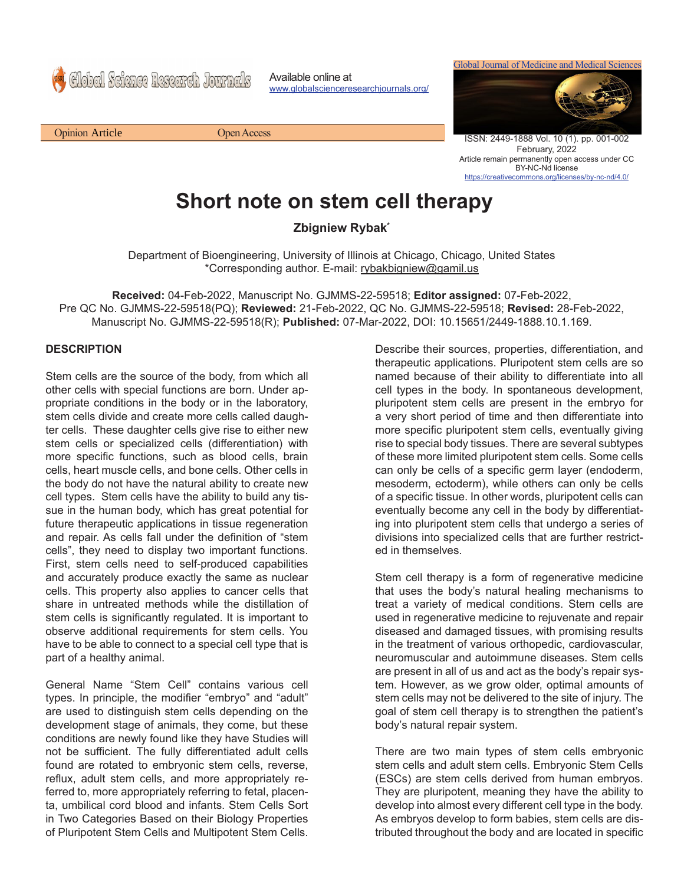Available online at
www.globalscienceresearchjournals.org/

Opinion Article    Open Access

Global Journal of Medicine and Medical Sciences

ISSN: 2449-1888 Vol. 10 (1). pp. 001-002
February, 2022
Article remain permanently open access under CC BY-NC-Nd license
https://creativecommons.org/licenses/by-nc-nd/4.0/

# Short note on stem cell therapy

**Zbigniew Rybak***

Department of Bioengineering, University of Illinois at Chicago, Chicago, United States
*Corresponding author. E-mail: rybakbigniew@gamil.us

**Received:** 04-Feb-2022, Manuscript No. GJMMS-22-59518; **Editor assigned:** 07-Feb-2022, Pre QC No. GJMMS-22-59518(PQ); **Reviewed:** 21-Feb-2022, QC No. GJMMS-22-59518; **Revised:** 28-Feb-2022, Manuscript No. GJMMS-22-59518(R); **Published:** 07-Mar-2022, DOI: 10.15651/2449-1888.10.1.169.

## DESCRIPTION

Stem cells are the source of the body, from which all other cells with special functions are born. Under appropriate conditions in the body or in the laboratory, stem cells divide and create more cells called daughter cells. These daughter cells give rise to either new stem cells or specialized cells (differentiation) with more specific functions, such as blood cells, brain cells, heart muscle cells, and bone cells. Other cells in the body do not have the natural ability to create new cell types. Stem cells have the ability to build any tissue in the human body, which has great potential for future therapeutic applications in tissue regeneration and repair. As cells fall under the definition of "stem cells", they need to display two important functions. First, stem cells need to self-produced capabilities and accurately produce exactly the same as nuclear cells. This property also applies to cancer cells that share in untreated methods while the distillation of stem cells is significantly regulated. It is important to observe additional requirements for stem cells. You have to be able to connect to a special cell type that is part of a healthy animal.

General Name "Stem Cell" contains various cell types. In principle, the modifier "embryo" and "adult" are used to distinguish stem cells depending on the development stage of animals, they come, but these conditions are newly found like they have Studies will not be sufficient. The fully differentiated adult cells found are rotated to embryonic stem cells, reverse, reflux, adult stem cells, and more appropriately referred to, more appropriately referring to fetal, placenta, umbilical cord blood and infants. Stem Cells Sort in Two Categories Based on their Biology Properties of Pluripotent Stem Cells and Multipotent Stem Cells. Describe their sources, properties, differentiation, and therapeutic applications. Pluripotent stem cells are so named because of their ability to differentiate into all cell types in the body. In spontaneous development, pluripotent stem cells are present in the embryo for a very short period of time and then differentiate into more specific pluripotent stem cells, eventually giving rise to special body tissues. There are several subtypes of these more limited pluripotent stem cells. Some cells can only be cells of a specific germ layer (endoderm, mesoderm, ectoderm), while others can only be cells of a specific tissue. In other words, pluripotent cells can eventually become any cell in the body by differentiating into pluripotent stem cells that undergo a series of divisions into specialized cells that are further restricted in themselves.

Stem cell therapy is a form of regenerative medicine that uses the body's natural healing mechanisms to treat a variety of medical conditions. Stem cells are used in regenerative medicine to rejuvenate and repair diseased and damaged tissues, with promising results in the treatment of various orthopedic, cardiovascular, neuromuscular and autoimmune diseases. Stem cells are present in all of us and act as the body's repair system. However, as we grow older, optimal amounts of stem cells may not be delivered to the site of injury. The goal of stem cell therapy is to strengthen the patient's body's natural repair system.

There are two main types of stem cells embryonic stem cells and adult stem cells. Embryonic Stem Cells (ESCs) are stem cells derived from human embryos. They are pluripotent, meaning they have the ability to develop into almost every different cell type in the body. As embryos develop to form babies, stem cells are distributed throughout the body and are located in specific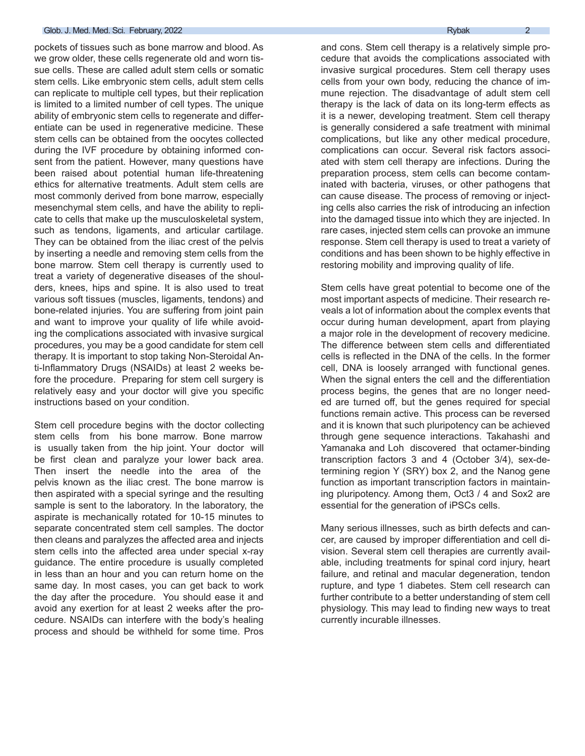pockets of tissues such as bone marrow and blood. As we grow older, these cells regenerate old and worn tissue cells. These are called adult stem cells or somatic stem cells. Like embryonic stem cells, adult stem cells can replicate to multiple cell types, but their replication is limited to a limited number of cell types. The unique ability of embryonic stem cells to regenerate and differentiate can be used in regenerative medicine. These stem cells can be obtained from the oocytes collected during the IVF procedure by obtaining informed consent from the patient. However, many questions have been raised about potential human life-threatening ethics for alternative treatments. Adult stem cells are most commonly derived from bone marrow, especially mesenchymal stem cells, and have the ability to replicate to cells that make up the musculoskeletal system, such as tendons, ligaments, and articular cartilage. They can be obtained from the iliac crest of the pelvis by inserting a needle and removing stem cells from the bone marrow. Stem cell therapy is currently used to treat a variety of degenerative diseases of the shoulders, knees, hips and spine. It is also used to treat various soft tissues (muscles, ligaments, tendons) and bone-related injuries. You are suffering from joint pain and want to improve your quality of life while avoiding the complications associated with invasive surgical procedures, you may be a good candidate for stem cell therapy. It is important to stop taking Non-Steroidal Anti-Inflammatory Drugs (NSAIDs) at least 2 weeks before the procedure. Preparing for stem cell surgery is relatively easy and your doctor will give you specific instructions based on your condition.

Stem cell procedure begins with the doctor collecting stem cells from his bone marrow. Bone marrow is usually taken from the hip joint. Your doctor will be first clean and paralyze your lower back area. Then insert the needle into the area of the pelvis known as the iliac crest. The bone marrow is then aspirated with a special syringe and the resulting sample is sent to the laboratory. In the laboratory, the aspirate is mechanically rotated for 10-15 minutes to separate concentrated stem cell samples. The doctor then cleans and paralyzes the affected area and injects stem cells into the affected area under special x-ray guidance. The entire procedure is usually completed in less than an hour and you can return home on the same day. In most cases, you can get back to work the day after the procedure. You should ease it and avoid any exertion for at least 2 weeks after the procedure. NSAIDs can interfere with the body's healing process and should be withheld for some time. Pros and cons. Stem cell therapy is a relatively simple procedure that avoids the complications associated with invasive surgical procedures. Stem cell therapy uses cells from your own body, reducing the chance of immune rejection. The disadvantage of adult stem cell therapy is the lack of data on its long-term effects as it is a newer, developing treatment. Stem cell therapy is generally considered a safe treatment with minimal complications, but like any other medical procedure, complications can occur. Several risk factors associated with stem cell therapy are infections. During the preparation process, stem cells can become contaminated with bacteria, viruses, or other pathogens that can cause disease. The process of removing or injecting cells also carries the risk of introducing an infection into the damaged tissue into which they are injected. In rare cases, injected stem cells can provoke an immune response. Stem cell therapy is used to treat a variety of conditions and has been shown to be highly effective in restoring mobility and improving quality of life.

Stem cells have great potential to become one of the most important aspects of medicine. Their research reveals a lot of information about the complex events that occur during human development, apart from playing a major role in the development of recovery medicine. The difference between stem cells and differentiated cells is reflected in the DNA of the cells. In the former cell, DNA is loosely arranged with functional genes. When the signal enters the cell and the differentiation process begins, the genes that are no longer needed are turned off, but the genes required for special functions remain active. This process can be reversed and it is known that such pluripotency can be achieved through gene sequence interactions. Takahashi and Yamanaka and Loh discovered that octamer-binding transcription factors 3 and 4 (October 3/4), sex-determining region Y (SRY) box 2, and the Nanog gene function as important transcription factors in maintaining pluripotency. Among them, Oct3 / 4 and Sox2 are essential for the generation of iPSCs cells.

Many serious illnesses, such as birth defects and cancer, are caused by improper differentiation and cell division. Several stem cell therapies are currently available, including treatments for spinal cord injury, heart failure, and retinal and macular degeneration, tendon rupture, and type 1 diabetes. Stem cell research can further contribute to a better understanding of stem cell physiology. This may lead to finding new ways to treat currently incurable illnesses.